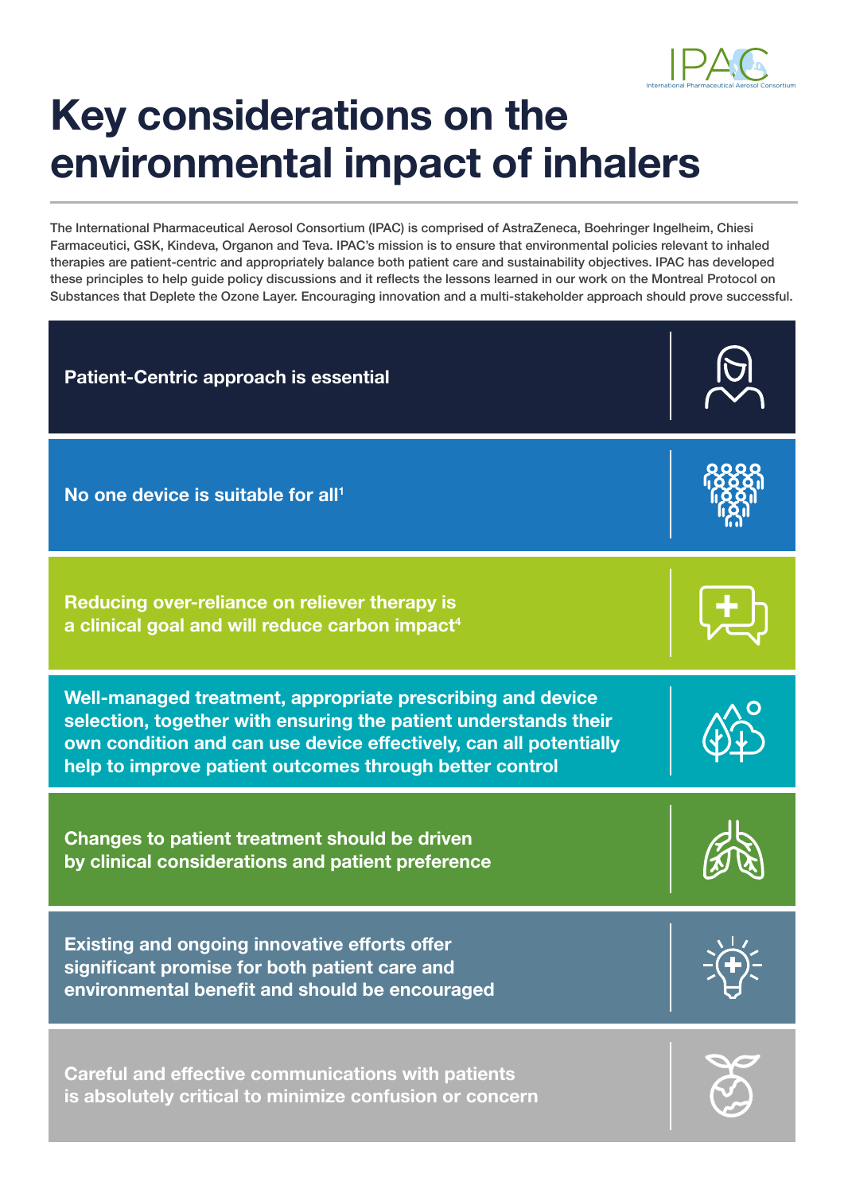# Key considerations on the environmental impact of inhalers

The International Pharmaceutical Aerosol Consortium (IPAC) is comprised of AstraZeneca, Boehringer Ingelheim, Chiesi Farmaceutici, GSK, Kindeva, Organon and Teva. IPAC's mission is to ensure that environmental policies relevant to inhaled therapies are patient-centric and appropriately balance both patient care and sustainability objectives. IPAC has developed these principles to help guide policy discussions and it reflects the lessons learned in our work on the Montreal Protocol on Substances that Deplete the Ozone Layer. Encouraging innovation and a multi-stakeholder approach should prove successful.

**Patient-Centric approach is essential**

**No one device is suitable for all[1]**

**Reducing over-reliance on reliever therapy is a clinical goal and will reduce carbon impact[4]**

**Well-managed treatment, appropriate prescribing and device selection, together with ensuring the patient understands their own condition and can use device effectively, can all potentially help to improve patient outcomes through better control**

**Changes to patient treatment should be driven by clinical considerations and patient preference**

**Existing and ongoing innovative efforts offer significant promise for both patient care and environmental benefit and should be encouraged**

**Careful and effective communications with patients is absolutely critical to minimize confusion or concern**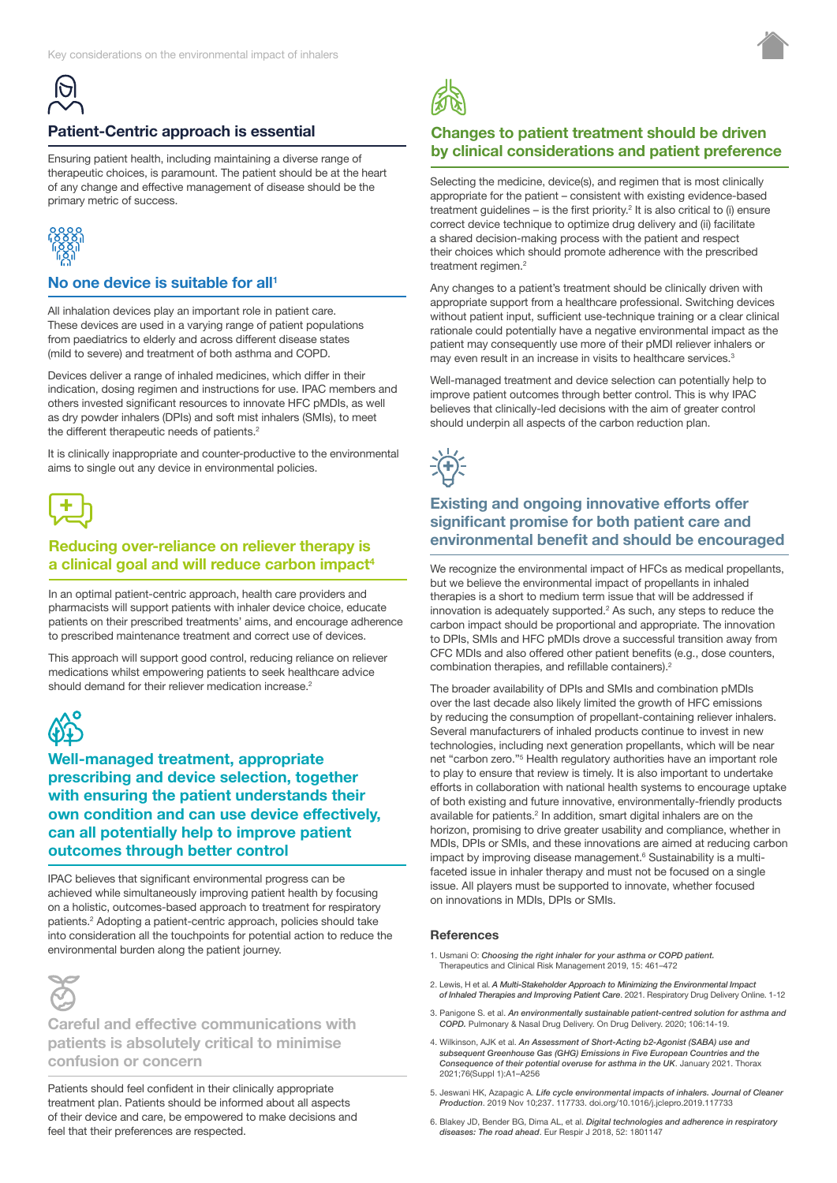## Patient-Centric approach is essential

Ensuring patient health, including maintaining a diverse range of therapeutic choices, is paramount. The patient should be at the heart of any change and effective management of disease should be the primary metric of success.

## No one device is suitable for all[1]

All inhalation devices play an important role in patient care. These devices are used in a varying range of patient populations from paediatrics to elderly and across different disease states (mild to severe) and treatment of both asthma and COPD.

Devices deliver a range of inhaled medicines, which differ in their indication, dosing regimen and instructions for use. IPAC members and others invested significant resources to innovate HFC pMDIs, as well as dry powder inhalers (DPIs) and soft mist inhalers (SMIs), to meet the different therapeutic needs of patients.[2]

It is clinically inappropriate and counter-productive to the environmental aims to single out any device in environmental policies.

## Reducing over-reliance on reliever therapy is a clinical goal and will reduce carbon impact[4]

In an optimal patient-centric approach, health care providers and pharmacists will support patients with inhaler device choice, educate patients on their prescribed treatments' aims, and encourage adherence to prescribed maintenance treatment and correct use of devices.

This approach will support good control, reducing reliance on reliever medications whilst empowering patients to seek healthcare advice should demand for their reliever medication increase.[2]

## Well-managed treatment, appropriate prescribing and device selection, together with ensuring the patient understands their own condition and can use device effectively, can all potentially help to improve patient outcomes through better control

IPAC believes that significant environmental progress can be achieved while simultaneously improving patient health by focusing on a holistic, outcomes-based approach to treatment for respiratory patients.[2] Adopting a patient-centric approach, policies should take into consideration all the touchpoints for potential action to reduce the environmental burden along the patient journey.

## Careful and effective communications with patients is absolutely critical to minimise confusion or concern

Patients should feel confident in their clinically appropriate treatment plan. Patients should be informed about all aspects of their device and care, be empowered to make decisions and feel that their preferences are respected.

## Changes to patient treatment should be driven by clinical considerations and patient preference

Selecting the medicine, device(s), and regimen that is most clinically appropriate for the patient – consistent with existing evidence-based treatment guidelines – is the first priority.[2] It is also critical to (i) ensure correct device technique to optimize drug delivery and (ii) facilitate a shared decision-making process with the patient and respect their choices which should promote adherence with the prescribed treatment regimen.[2]

Any changes to a patient's treatment should be clinically driven with appropriate support from a healthcare professional. Switching devices without patient input, sufficient use-technique training or a clear clinical rationale could potentially have a negative environmental impact as the patient may consequently use more of their pMDI reliever inhalers or may even result in an increase in visits to healthcare services.[3]

Well-managed treatment and device selection can potentially help to improve patient outcomes through better control. This is why IPAC believes that clinically-led decisions with the aim of greater control should underpin all aspects of the carbon reduction plan.

## Existing and ongoing innovative efforts offer significant promise for both patient care and environmental benefit and should be encouraged

We recognize the environmental impact of HFCs as medical propellants, but we believe the environmental impact of propellants in inhaled therapies is a short to medium term issue that will be addressed if innovation is adequately supported.[2] As such, any steps to reduce the carbon impact should be proportional and appropriate. The innovation to DPIs, SMIs and HFC pMDIs drove a successful transition away from CFC MDIs and also offered other patient benefits (e.g., dose counters, combination therapies, and refillable containers).[2]

The broader availability of DPIs and SMIs and combination pMDIs over the last decade also likely limited the growth of HFC emissions by reducing the consumption of propellant-containing reliever inhalers. Several manufacturers of inhaled products continue to invest in new technologies, including next generation propellants, which will be near net "carbon zero."[5] Health regulatory authorities have an important role to play to ensure that review is timely. It is also important to undertake efforts in collaboration with national health systems to encourage uptake of both existing and future innovative, environmentally-friendly products available for patients.[2] In addition, smart digital inhalers are on the horizon, promising to drive greater usability and compliance, whether in MDIs, DPIs or SMIs, and these innovations are aimed at reducing carbon impact by improving disease management.[6] Sustainability is a multi-faceted issue in inhaler therapy and must not be focused on a single issue. All players must be supported to innovate, whether focused on innovations in MDIs, DPIs or SMIs.

### References

1. Usmani O: *Choosing the right inhaler for your asthma or COPD patient.* Therapeutics and Clinical Risk Management 2019, 15: 461–472
2. Lewis, H et al. *A Multi-Stakeholder Approach to Minimizing the Environmental Impact of Inhaled Therapies and Improving Patient Care*. 2021. Respiratory Drug Delivery Online. 1-12
3. Panigone S. et al. *An environmentally sustainable patient-centred solution for asthma and COPD.* Pulmonary & Nasal Drug Delivery. On Drug Delivery. 2020; 106:14-19.
4. Wilkinson, AJK et al. *An Assessment of Short-Acting b2-Agonist (SABA) use and subsequent Greenhouse Gas (GHG) Emissions in Five European Countries and the Consequence of their potential overuse for asthma in the UK*. January 2021. Thorax 2021;76(Suppl 1):A1–A256
5. Jeswani HK, Azapagic A. *Life cycle environmental impacts of inhalers. Journal of Cleaner Production*. 2019 Nov 10;237. 117733. doi.org/10.1016/j.jclepro.2019.117733
6. Blakey JD, Bender BG, Dima AL, et al. *Digital technologies and adherence in respiratory diseases: The road ahead*. Eur Respir J 2018, 52: 1801147